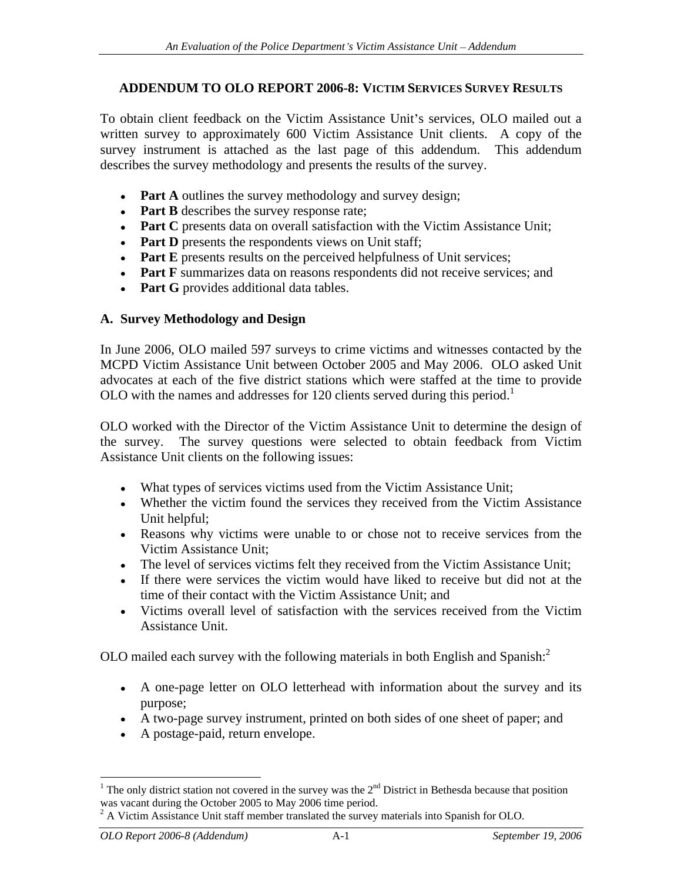# ADDENDUM TO OLO REPORT 2006-8: VICTIM SERVICES SURVEY RESULTS

To obtain client feedback on the Victim Assistance Unit's services, OLO mailed out a written survey to approximately 600 Victim Assistance Unit clients. A copy of the survey instrument is attached as the last page of this addendum. This addendum describes the survey methodology and presents the results of the survey.

- **Part A** outlines the survey methodology and survey design;
- **Part B** describes the survey response rate;
- **Part C** presents data on overall satisfaction with the Victim Assistance Unit;
- **Part D** presents the respondents views on Unit staff;
- **Part E** presents results on the perceived helpfulness of Unit services;
- **Part F** summarizes data on reasons respondents did not receive services; and
- **Part G** provides additional data tables.

## A. Survey Methodology and Design

In June 2006, OLO mailed 597 surveys to crime victims and witnesses contacted by the MCPD Victim Assistance Unit between October 2005 and May 2006. OLO asked Unit advocates at each of the five district stations which were staffed at the time to provide OLO with the names and addresses for 120 clients served during this period.[1]

OLO worked with the Director of the Victim Assistance Unit to determine the design of the survey. The survey questions were selected to obtain feedback from Victim Assistance Unit clients on the following issues:

- What types of services victims used from the Victim Assistance Unit;
- Whether the victim found the services they received from the Victim Assistance Unit helpful;
- Reasons why victims were unable to or chose not to receive services from the Victim Assistance Unit;
- The level of services victims felt they received from the Victim Assistance Unit;
- If there were services the victim would have liked to receive but did not at the time of their contact with the Victim Assistance Unit; and
- Victims overall level of satisfaction with the services received from the Victim Assistance Unit.

OLO mailed each survey with the following materials in both English and Spanish:[2]

- A one-page letter on OLO letterhead with information about the survey and its purpose;
- A two-page survey instrument, printed on both sides of one sheet of paper; and
- A postage-paid, return envelope.

---

[1] The only district station not covered in the survey was the 2nd District in Bethesda because that position was vacant during the October 2005 to May 2006 time period.

[2] A Victim Assistance Unit staff member translated the survey materials into Spanish for OLO.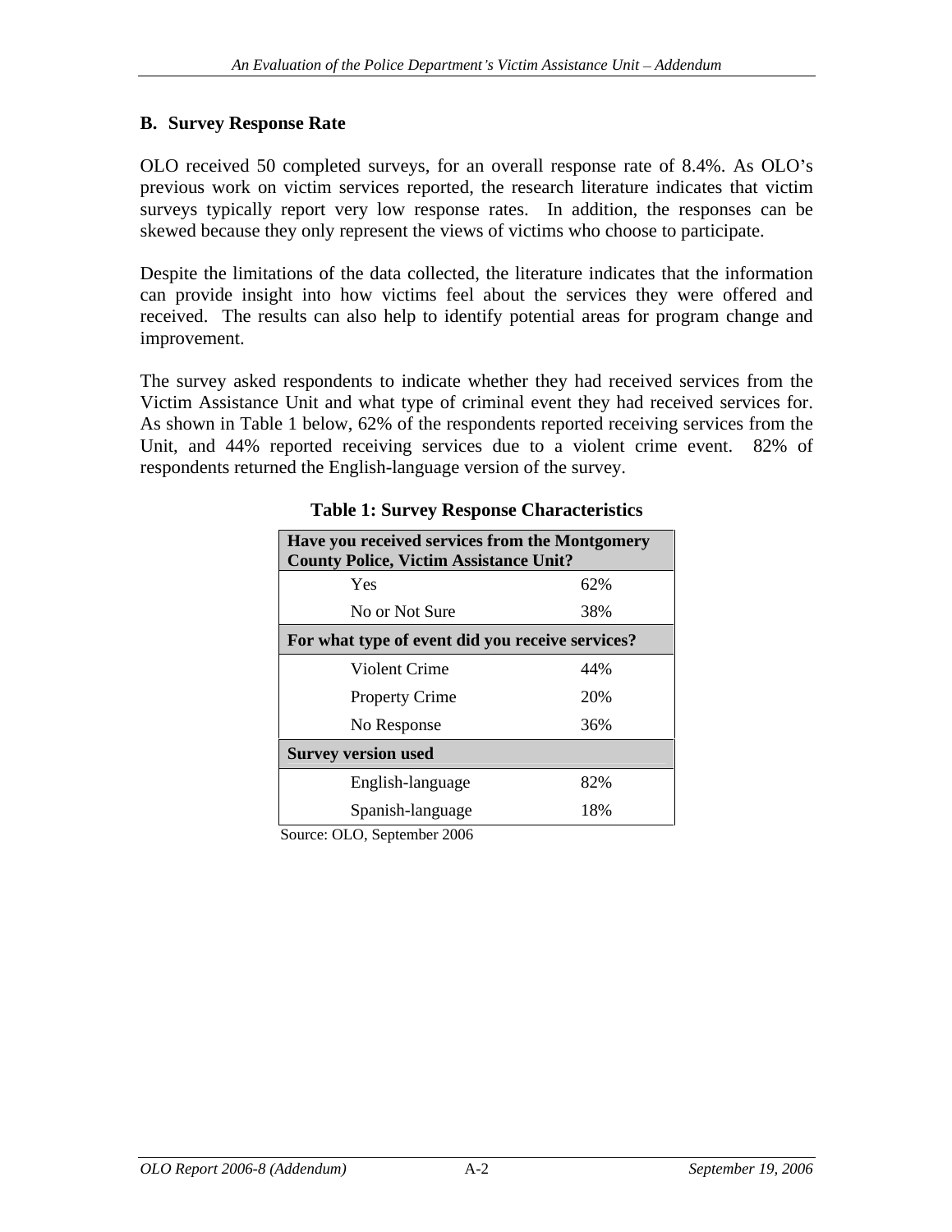## B. Survey Response Rate

OLO received 50 completed surveys, for an overall response rate of 8.4%. As OLO's previous work on victim services reported, the research literature indicates that victim surveys typically report very low response rates. In addition, the responses can be skewed because they only represent the views of victims who choose to participate.

Despite the limitations of the data collected, the literature indicates that the information can provide insight into how victims feel about the services they were offered and received. The results can also help to identify potential areas for program change and improvement.

The survey asked respondents to indicate whether they had received services from the Victim Assistance Unit and what type of criminal event they had received services for. As shown in Table 1 below, 62% of the respondents reported receiving services from the Unit, and 44% reported receiving services due to a violent crime event. 82% of respondents returned the English-language version of the survey.

**Table 1: Survey Response Characteristics**

| **Have you received services from the Montgomery County Police, Victim Assistance Unit?** | |
|---|---|
| Yes | 62% |
| No or Not Sure | 38% |
| **For what type of event did you receive services?** | |
| Violent Crime | 44% |
| Property Crime | 20% |
| No Response | 36% |
| **Survey version used** | |
| English-language | 82% |
| Spanish-language | 18% |

Source: OLO, September 2006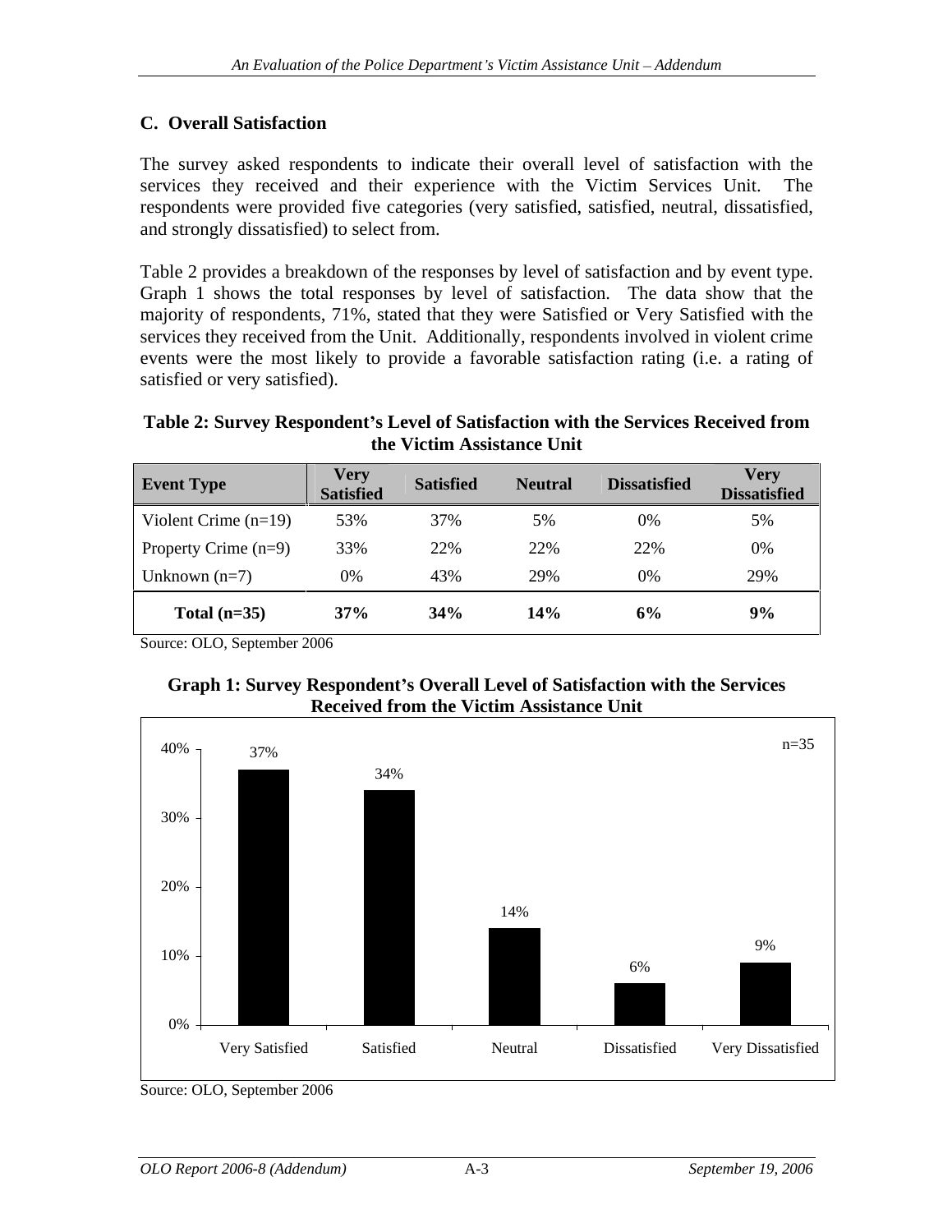## C. Overall Satisfaction

The survey asked respondents to indicate their overall level of satisfaction with the services they received and their experience with the Victim Services Unit. The respondents were provided five categories (very satisfied, satisfied, neutral, dissatisfied, and strongly dissatisfied) to select from.

Table 2 provides a breakdown of the responses by level of satisfaction and by event type. Graph 1 shows the total responses by level of satisfaction. The data show that the majority of respondents, 71%, stated that they were Satisfied or Very Satisfied with the services they received from the Unit. Additionally, respondents involved in violent crime events were the most likely to provide a favorable satisfaction rating (i.e. a rating of satisfied or very satisfied).

**Table 2: Survey Respondent's Level of Satisfaction with the Services Received from the Victim Assistance Unit**

| Event Type | Very Satisfied | Satisfied | Neutral | Dissatisfied | Very Dissatisfied |
|---|---|---|---|---|---|
| Violent Crime (n=19) | 53% | 37% | 5% | 0% | 5% |
| Property Crime (n=9) | 33% | 22% | 22% | 22% | 0% |
| Unknown (n=7) | 0% | 43% | 29% | 0% | 29% |
| **Total (n=35)** | **37%** | **34%** | **14%** | **6%** | **9%** |

Source: OLO, September 2006

**Graph 1: Survey Respondent's Overall Level of Satisfaction with the Services Received from the Victim Assistance Unit**

n=35

| Level of Satisfaction | Percent |
|---|---|
| Very Satisfied | 37% |
| Satisfied | 34% |
| Neutral | 14% |
| Dissatisfied | 6% |
| Very Dissatisfied | 9% |

Source: OLO, September 2006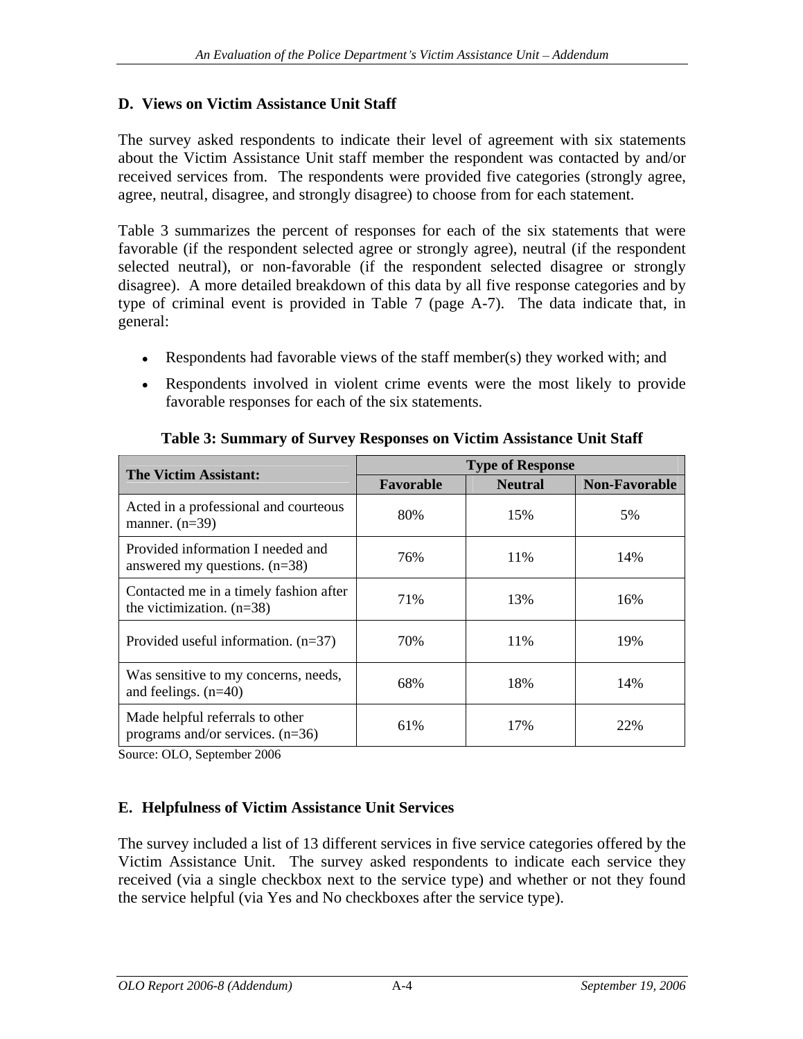## D. Views on Victim Assistance Unit Staff

The survey asked respondents to indicate their level of agreement with six statements about the Victim Assistance Unit staff member the respondent was contacted by and/or received services from. The respondents were provided five categories (strongly agree, agree, neutral, disagree, and strongly disagree) to choose from for each statement.

Table 3 summarizes the percent of responses for each of the six statements that were favorable (if the respondent selected agree or strongly agree), neutral (if the respondent selected neutral), or non-favorable (if the respondent selected disagree or strongly disagree). A more detailed breakdown of this data by all five response categories and by type of criminal event is provided in Table 7 (page A-7). The data indicate that, in general:

- Respondents had favorable views of the staff member(s) they worked with; and
- Respondents involved in violent crime events were the most likely to provide favorable responses for each of the six statements.

**Table 3: Summary of Survey Responses on Victim Assistance Unit Staff**

| The Victim Assistant: | Type of Response | | |
|---|---|---|---|
| | Favorable | Neutral | Non-Favorable |
| Acted in a professional and courteous manner. (n=39) | 80% | 15% | 5% |
| Provided information I needed and answered my questions. (n=38) | 76% | 11% | 14% |
| Contacted me in a timely fashion after the victimization. (n=38) | 71% | 13% | 16% |
| Provided useful information. (n=37) | 70% | 11% | 19% |
| Was sensitive to my concerns, needs, and feelings. (n=40) | 68% | 18% | 14% |
| Made helpful referrals to other programs and/or services. (n=36) | 61% | 17% | 22% |

Source: OLO, September 2006

## E. Helpfulness of Victim Assistance Unit Services

The survey included a list of 13 different services in five service categories offered by the Victim Assistance Unit. The survey asked respondents to indicate each service they received (via a single checkbox next to the service type) and whether or not they found the service helpful (via Yes and No checkboxes after the service type).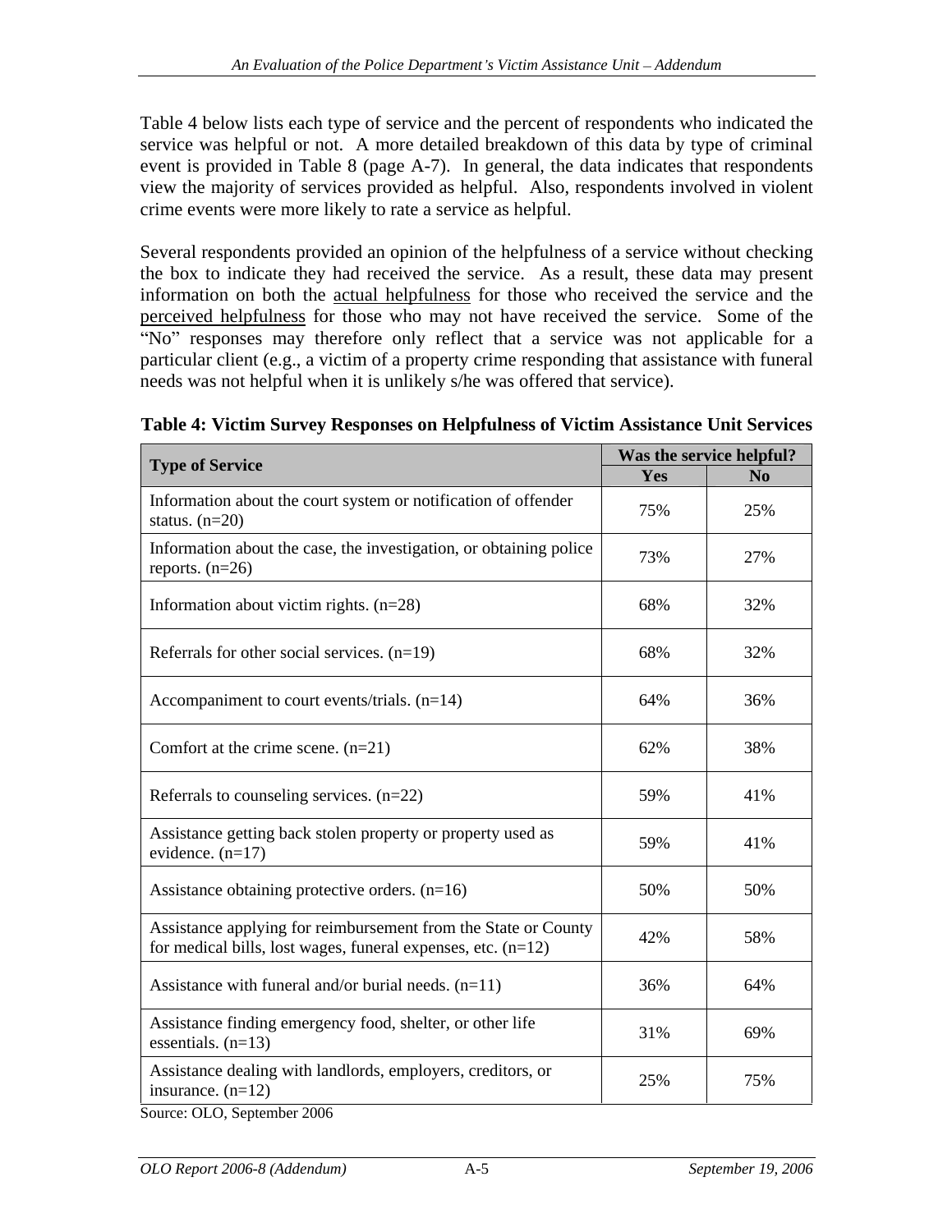Table 4 below lists each type of service and the percent of respondents who indicated the service was helpful or not. A more detailed breakdown of this data by type of criminal event is provided in Table 8 (page A-7). In general, the data indicates that respondents view the majority of services provided as helpful. Also, respondents involved in violent crime events were more likely to rate a service as helpful.

Several respondents provided an opinion of the helpfulness of a service without checking the box to indicate they had received the service. As a result, these data may present information on both the actual helpfulness for those who received the service and the perceived helpfulness for those who may not have received the service. Some of the "No" responses may therefore only reflect that a service was not applicable for a particular client (e.g., a victim of a property crime responding that assistance with funeral needs was not helpful when it is unlikely s/he was offered that service).

**Table 4: Victim Survey Responses on Helpfulness of Victim Assistance Unit Services**

| Type of Service | Was the service helpful? | |
|---|---|---|
| | Yes | No |
| Information about the court system or notification of offender status. (n=20) | 75% | 25% |
| Information about the case, the investigation, or obtaining police reports. (n=26) | 73% | 27% |
| Information about victim rights. (n=28) | 68% | 32% |
| Referrals for other social services. (n=19) | 68% | 32% |
| Accompaniment to court events/trials. (n=14) | 64% | 36% |
| Comfort at the crime scene. (n=21) | 62% | 38% |
| Referrals to counseling services. (n=22) | 59% | 41% |
| Assistance getting back stolen property or property used as evidence. (n=17) | 59% | 41% |
| Assistance obtaining protective orders. (n=16) | 50% | 50% |
| Assistance applying for reimbursement from the State or County for medical bills, lost wages, funeral expenses, etc. (n=12) | 42% | 58% |
| Assistance with funeral and/or burial needs. (n=11) | 36% | 64% |
| Assistance finding emergency food, shelter, or other life essentials. (n=13) | 31% | 69% |
| Assistance dealing with landlords, employers, creditors, or insurance. (n=12) | 25% | 75% |

Source: OLO, September 2006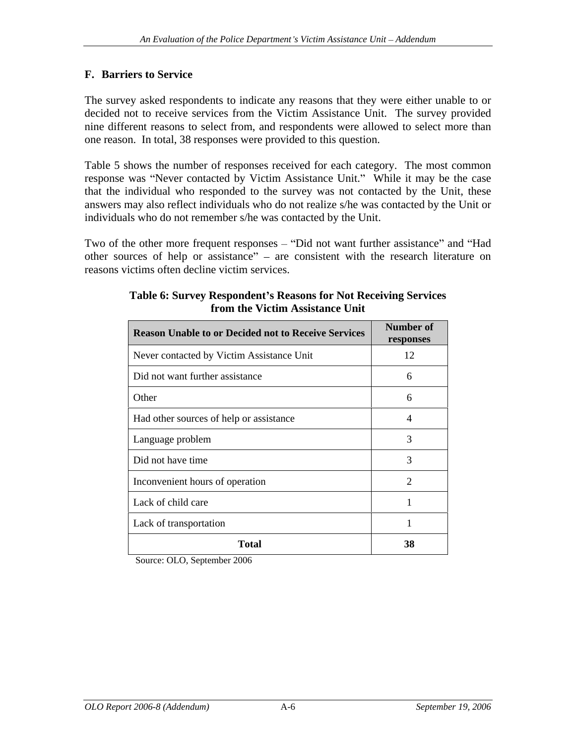## F. Barriers to Service

The survey asked respondents to indicate any reasons that they were either unable to or decided not to receive services from the Victim Assistance Unit. The survey provided nine different reasons to select from, and respondents were allowed to select more than one reason. In total, 38 responses were provided to this question.

Table 5 shows the number of responses received for each category. The most common response was "Never contacted by Victim Assistance Unit." While it may be the case that the individual who responded to the survey was not contacted by the Unit, these answers may also reflect individuals who do not realize s/he was contacted by the Unit or individuals who do not remember s/he was contacted by the Unit.

Two of the other more frequent responses – "Did not want further assistance" and "Had other sources of help or assistance" – are consistent with the research literature on reasons victims often decline victim services.

**Table 6: Survey Respondent's Reasons for Not Receiving Services from the Victim Assistance Unit**

| Reason Unable to or Decided not to Receive Services | Number of responses |
|---|---|
| Never contacted by Victim Assistance Unit | 12 |
| Did not want further assistance | 6 |
| Other | 6 |
| Had other sources of help or assistance | 4 |
| Language problem | 3 |
| Did not have time | 3 |
| Inconvenient hours of operation | 2 |
| Lack of child care | 1 |
| Lack of transportation | 1 |
| **Total** | **38** |

Source: OLO, September 2006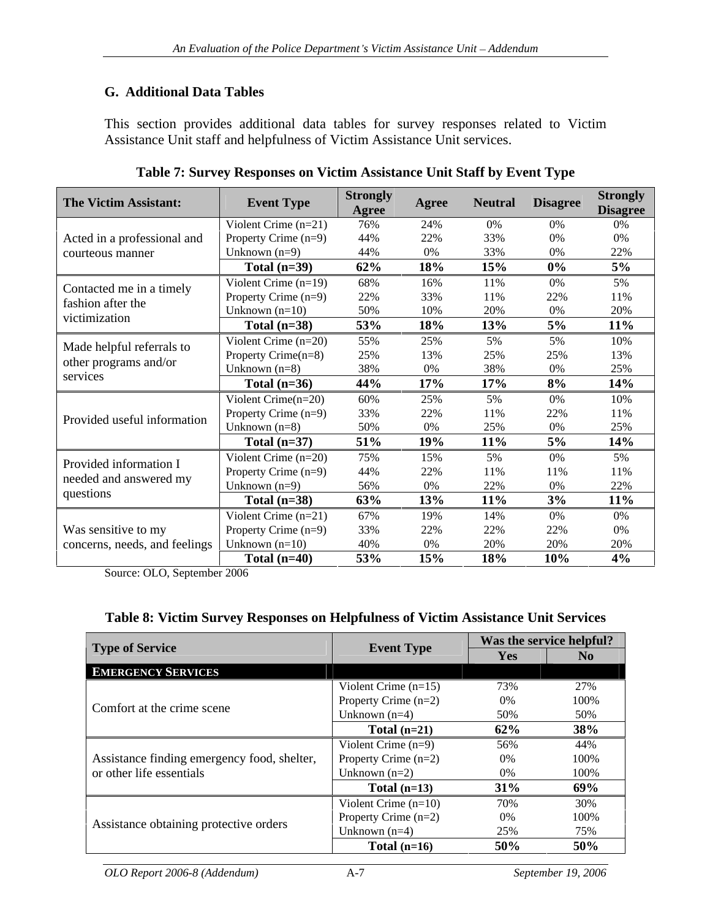## G. Additional Data Tables

This section provides additional data tables for survey responses related to Victim Assistance Unit staff and helpfulness of Victim Assistance Unit services.

**Table 7: Survey Responses on Victim Assistance Unit Staff by Event Type**

| The Victim Assistant: | Event Type | Strongly Agree | Agree | Neutral | Disagree | Strongly Disagree |
|---|---|---|---|---|---|---|
| Acted in a professional and courteous manner | Violent Crime (n=21) | 76% | 24% | 0% | 0% | 0% |
| | Property Crime (n=9) | 44% | 22% | 33% | 0% | 0% |
| | Unknown (n=9) | 44% | 0% | 33% | 0% | 22% |
| | **Total (n=39)** | **62%** | **18%** | **15%** | **0%** | **5%** |
| Contacted me in a timely fashion after the victimization | Violent Crime (n=19) | 68% | 16% | 11% | 0% | 5% |
| | Property Crime (n=9) | 22% | 33% | 11% | 22% | 11% |
| | Unknown (n=10) | 50% | 10% | 20% | 0% | 20% |
| | **Total (n=38)** | **53%** | **18%** | **13%** | **5%** | **11%** |
| Made helpful referrals to other programs and/or services | Violent Crime (n=20) | 55% | 25% | 5% | 5% | 10% |
| | Property Crime(n=8) | 25% | 13% | 25% | 25% | 13% |
| | Unknown (n=8) | 38% | 0% | 38% | 0% | 25% |
| | **Total (n=36)** | **44%** | **17%** | **17%** | **8%** | **14%** |
| Provided useful information | Violent Crime(n=20) | 60% | 25% | 5% | 0% | 10% |
| | Property Crime (n=9) | 33% | 22% | 11% | 22% | 11% |
| | Unknown (n=8) | 50% | 0% | 25% | 0% | 25% |
| | **Total (n=37)** | **51%** | **19%** | **11%** | **5%** | **14%** |
| Provided information I needed and answered my questions | Violent Crime (n=20) | 75% | 15% | 5% | 0% | 5% |
| | Property Crime (n=9) | 44% | 22% | 11% | 11% | 11% |
| | Unknown (n=9) | 56% | 0% | 22% | 0% | 22% |
| | **Total (n=38)** | **63%** | **13%** | **11%** | **3%** | **11%** |
| Was sensitive to my concerns, needs, and feelings | Violent Crime (n=21) | 67% | 19% | 14% | 0% | 0% |
| | Property Crime (n=9) | 33% | 22% | 22% | 22% | 0% |
| | Unknown (n=10) | 40% | 0% | 20% | 20% | 20% |
| | **Total (n=40)** | **53%** | **15%** | **18%** | **10%** | **4%** |

Source: OLO, September 2006

**Table 8: Victim Survey Responses on Helpfulness of Victim Assistance Unit Services**

| Type of Service | Event Type | Was the service helpful? | |
|---|---|---|---|
| | | Yes | No |
| **EMERGENCY SERVICES** | | | |
| Comfort at the crime scene | Violent Crime (n=15) | 73% | 27% |
| | Property Crime (n=2) | 0% | 100% |
| | Unknown (n=4) | 50% | 50% |
| | **Total (n=21)** | **62%** | **38%** |
| Assistance finding emergency food, shelter, or other life essentials | Violent Crime (n=9) | 56% | 44% |
| | Property Crime (n=2) | 0% | 100% |
| | Unknown (n=2) | 0% | 100% |
| | **Total (n=13)** | **31%** | **69%** |
| Assistance obtaining protective orders | Violent Crime (n=10) | 70% | 30% |
| | Property Crime (n=2) | 0% | 100% |
| | Unknown (n=4) | 25% | 75% |
| | **Total (n=16)** | **50%** | **50%** |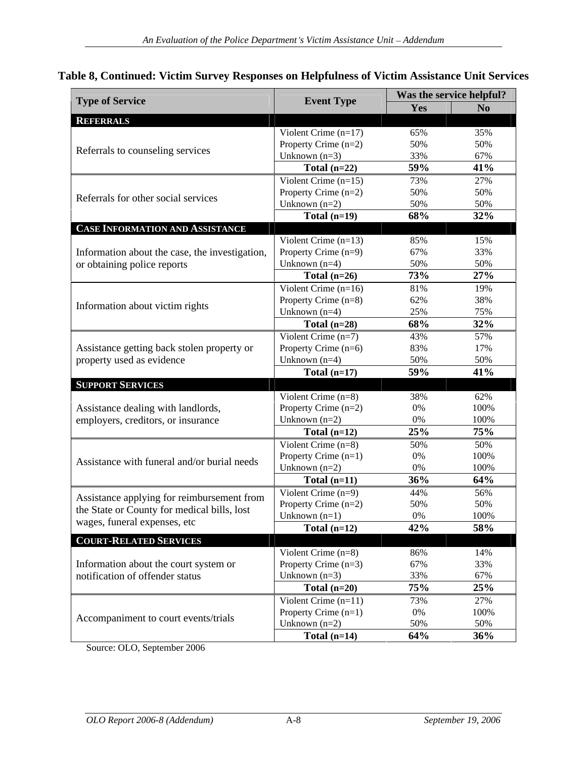**Table 8, Continued: Victim Survey Responses on Helpfulness of Victim Assistance Unit Services**

| Type of Service | Event Type | Was the service helpful? | |
|---|---|---|---|
| | | Yes | No |
| **REFERRALS** | | | |
| Referrals to counseling services | Violent Crime (n=17) | 65% | 35% |
| | Property Crime (n=2) | 50% | 50% |
| | Unknown (n=3) | 33% | 67% |
| | **Total (n=22)** | **59%** | **41%** |
| Referrals for other social services | Violent Crime (n=15) | 73% | 27% |
| | Property Crime (n=2) | 50% | 50% |
| | Unknown (n=2) | 50% | 50% |
| | **Total (n=19)** | **68%** | **32%** |
| **CASE INFORMATION AND ASSISTANCE** | | | |
| Information about the case, the investigation, or obtaining police reports | Violent Crime (n=13) | 85% | 15% |
| | Property Crime (n=9) | 67% | 33% |
| | Unknown (n=4) | 50% | 50% |
| | **Total (n=26)** | **73%** | **27%** |
| Information about victim rights | Violent Crime (n=16) | 81% | 19% |
| | Property Crime (n=8) | 62% | 38% |
| | Unknown (n=4) | 25% | 75% |
| | **Total (n=28)** | **68%** | **32%** |
| Assistance getting back stolen property or property used as evidence | Violent Crime (n=7) | 43% | 57% |
| | Property Crime (n=6) | 83% | 17% |
| | Unknown (n=4) | 50% | 50% |
| | **Total (n=17)** | **59%** | **41%** |
| **SUPPORT SERVICES** | | | |
| Assistance dealing with landlords, employers, creditors, or insurance | Violent Crime (n=8) | 38% | 62% |
| | Property Crime (n=2) | 0% | 100% |
| | Unknown (n=2) | 0% | 100% |
| | **Total (n=12)** | **25%** | **75%** |
| Assistance with funeral and/or burial needs | Violent Crime (n=8) | 50% | 50% |
| | Property Crime (n=1) | 0% | 100% |
| | Unknown (n=2) | 0% | 100% |
| | **Total (n=11)** | **36%** | **64%** |
| Assistance applying for reimbursement from the State or County for medical bills, lost wages, funeral expenses, etc | Violent Crime (n=9) | 44% | 56% |
| | Property Crime (n=2) | 50% | 50% |
| | Unknown (n=1) | 0% | 100% |
| | **Total (n=12)** | **42%** | **58%** |
| **COURT-RELATED SERVICES** | | | |
| Information about the court system or notification of offender status | Violent Crime (n=8) | 86% | 14% |
| | Property Crime (n=3) | 67% | 33% |
| | Unknown (n=3) | 33% | 67% |
| | **Total (n=20)** | **75%** | **25%** |
| Accompaniment to court events/trials | Violent Crime (n=11) | 73% | 27% |
| | Property Crime (n=1) | 0% | 100% |
| | Unknown (n=2) | 50% | 50% |
| | **Total (n=14)** | **64%** | **36%** |

Source: OLO, September 2006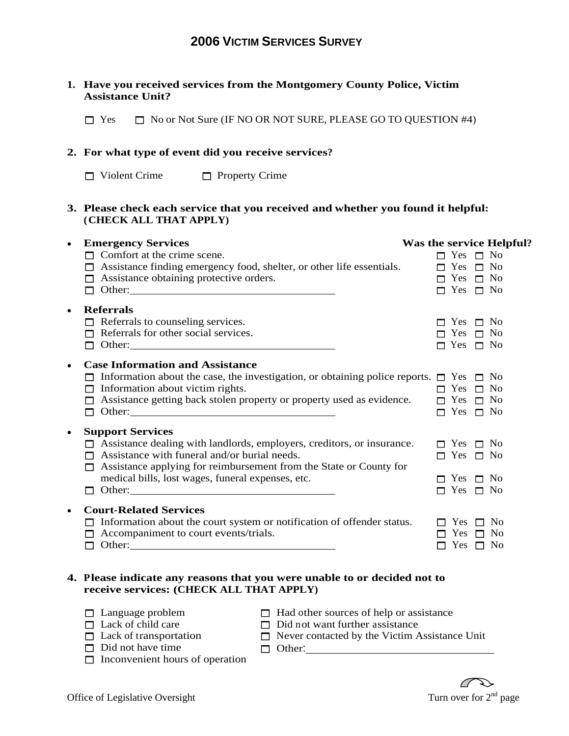# 2006 VICTIM SERVICES SURVEY

**1. Have you received services from the Montgomery County Police, Victim Assistance Unit?**

☐ Yes ☐ No or Not Sure (IF NO OR NOT SURE, PLEASE GO TO QUESTION #4)

**2. For what type of event did you receive services?**

☐ Violent Crime ☐ Property Crime

**3. Please check each service that you received and whether you found it helpful: (CHECK ALL THAT APPLY)**

| Service | Was the service Helpful? |
|---|---|
| **Emergency Services** | |
| ☐ Comfort at the crime scene. | ☐ Yes ☐ No |
| ☐ Assistance finding emergency food, shelter, or other life essentials. | ☐ Yes ☐ No |
| ☐ Assistance obtaining protective orders. | ☐ Yes ☐ No |
| ☐ Other: ____________________ | ☐ Yes ☐ No |
| **Referrals** | |
| ☐ Referrals to counseling services. | ☐ Yes ☐ No |
| ☐ Referrals for other social services. | ☐ Yes ☐ No |
| ☐ Other: ____________________ | ☐ Yes ☐ No |
| **Case Information and Assistance** | |
| ☐ Information about the case, the investigation, or obtaining police reports. | ☐ Yes ☐ No |
| ☐ Information about victim rights. | ☐ Yes ☐ No |
| ☐ Assistance getting back stolen property or property used as evidence. | ☐ Yes ☐ No |
| ☐ Other: ____________________ | ☐ Yes ☐ No |
| **Support Services** | |
| ☐ Assistance dealing with landlords, employers, creditors, or insurance. | ☐ Yes ☐ No |
| ☐ Assistance with funeral and/or burial needs. | ☐ Yes ☐ No |
| ☐ Assistance applying for reimbursement from the State or County for medical bills, lost wages, funeral expenses, etc. | ☐ Yes ☐ No |
| ☐ Other: ____________________ | ☐ Yes ☐ No |
| **Court-Related Services** | |
| ☐ Information about the court system or notification of offender status. | ☐ Yes ☐ No |
| ☐ Accompaniment to court events/trials. | ☐ Yes ☐ No |
| ☐ Other: ____________________ | ☐ Yes ☐ No |

**4. Please indicate any reasons that you were unable to or decided not to receive services: (CHECK ALL THAT APPLY)**

- ☐ Language problem
- ☐ Lack of child care
- ☐ Lack of transportation
- ☐ Did not have time
- ☐ Inconvenient hours of operation
- ☐ Had other sources of help or assistance
- ☐ Did not want further assistance
- ☐ Never contacted by the Victim Assistance Unit
- ☐ Other: ____________________

Office of Legislative Oversight

Turn over for 2nd page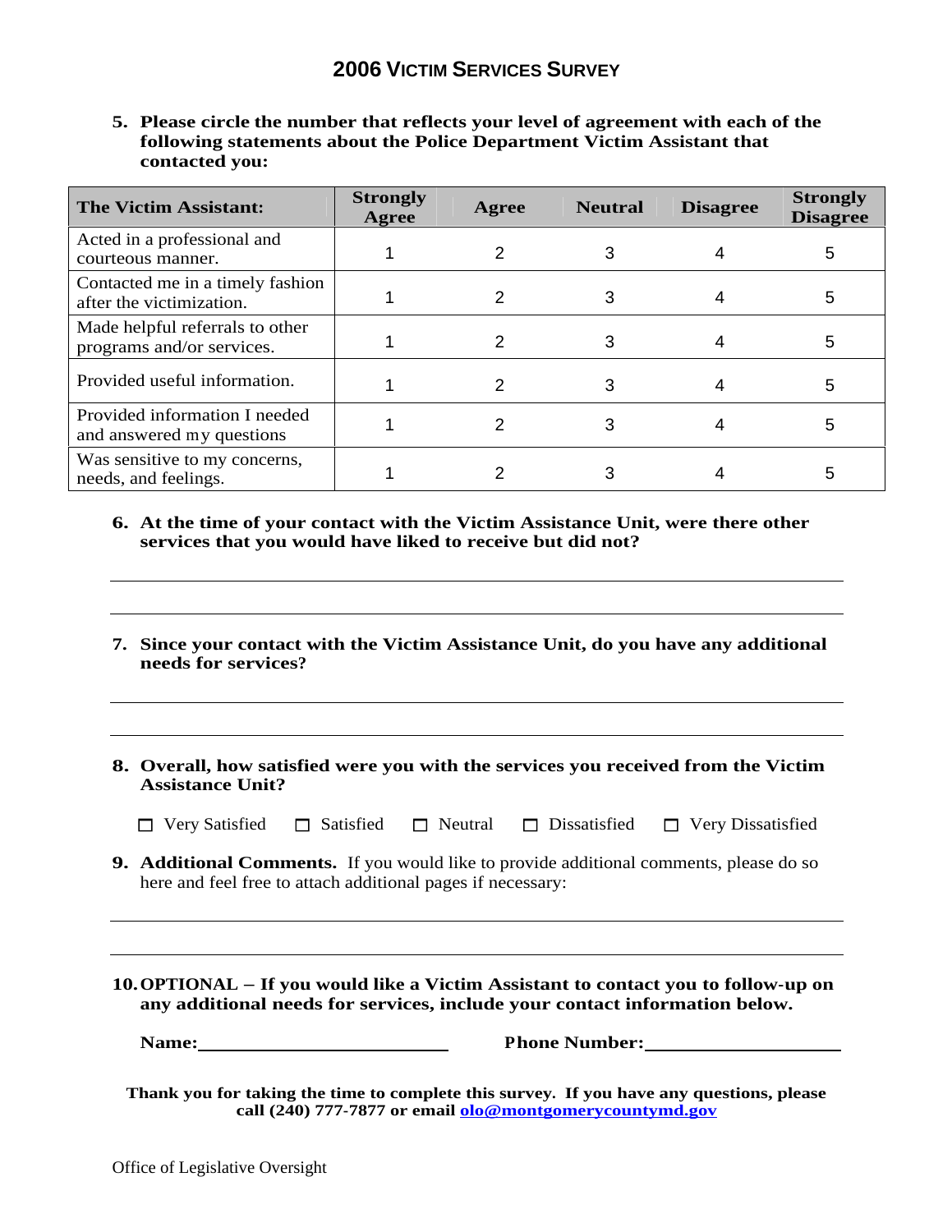## 2006 VICTIM SERVICES SURVEY

**5. Please circle the number that reflects your level of agreement with each of the following statements about the Police Department Victim Assistant that contacted you:**

| The Victim Assistant: | Strongly Agree | Agree | Neutral | Disagree | Strongly Disagree |
|---|---|---|---|---|---|
| Acted in a professional and courteous manner. | 1 | 2 | 3 | 4 | 5 |
| Contacted me in a timely fashion after the victimization. | 1 | 2 | 3 | 4 | 5 |
| Made helpful referrals to other programs and/or services. | 1 | 2 | 3 | 4 | 5 |
| Provided useful information. | 1 | 2 | 3 | 4 | 5 |
| Provided information I needed and answered my questions | 1 | 2 | 3 | 4 | 5 |
| Was sensitive to my concerns, needs, and feelings. | 1 | 2 | 3 | 4 | 5 |

**6. At the time of your contact with the Victim Assistance Unit, were there other services that you would have liked to receive but did not?**

______________________________________________

______________________________________________

**7. Since your contact with the Victim Assistance Unit, do you have any additional needs for services?**

______________________________________________

______________________________________________

**8. Overall, how satisfied were you with the services you received from the Victim Assistance Unit?**

☐ Very Satisfied ☐ Satisfied ☐ Neutral ☐ Dissatisfied ☐ Very Dissatisfied

**9. Additional Comments.** If you would like to provide additional comments, please do so here and feel free to attach additional pages if necessary:

______________________________________________

______________________________________________

**10. OPTIONAL – If you would like a Victim Assistant to contact you to follow-up on any additional needs for services, include your contact information below.**

**Name:** ____________________ **Phone Number:** ____________________

**Thank you for taking the time to complete this survey. If you have any questions, please call (240) 777-7877 or email olo@montgomerycountymd.gov**

Office of Legislative Oversight